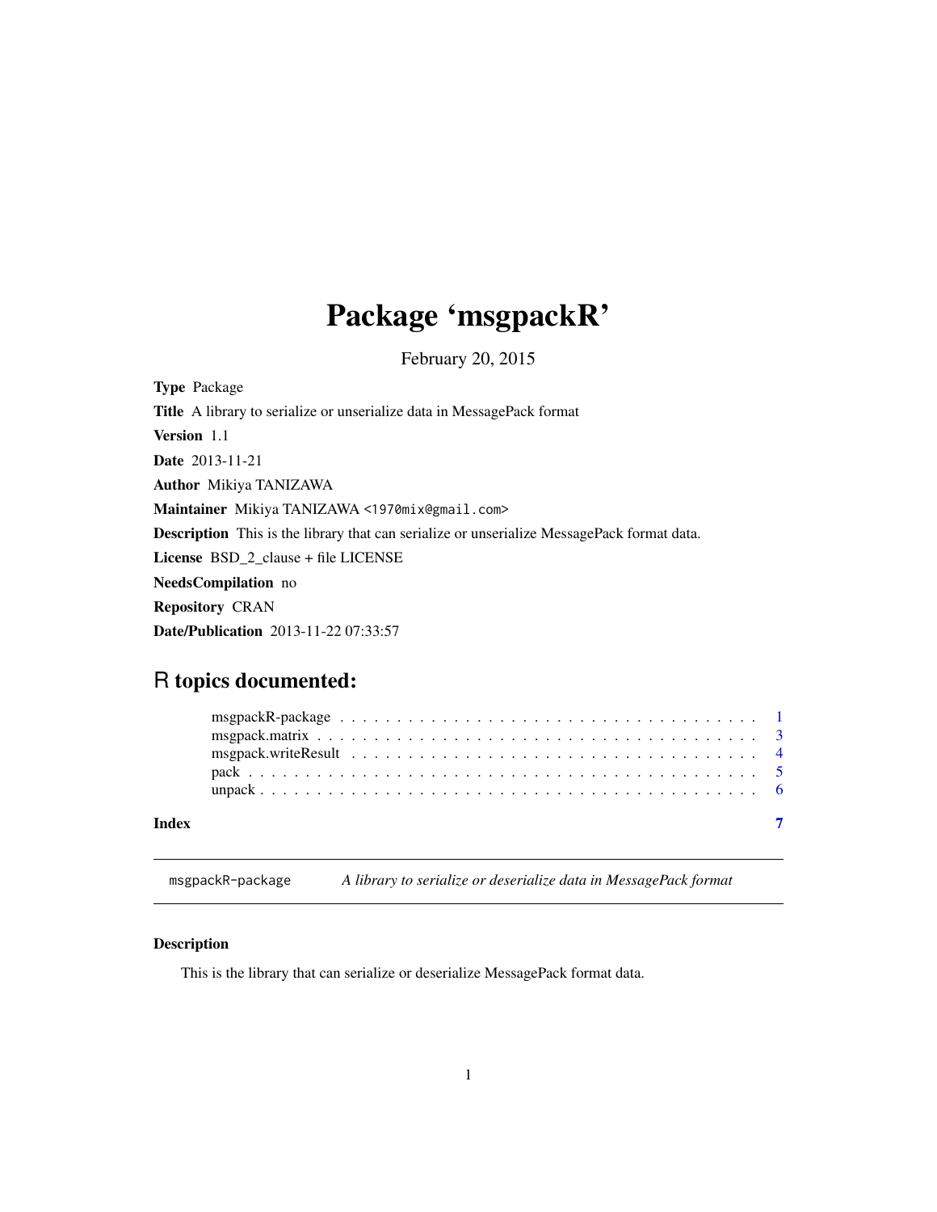# Package 'msgpackR'

February 20, 2015

**Type** Package

**Title** A library to serialize or unserialize data in MessagePack format

**Version** 1.1

**Date** 2013-11-21

**Author** Mikiya TANIZAWA

**Maintainer** Mikiya TANIZAWA <1970mix@gmail.com>

**Description** This is the library that can serialize or unserialize MessagePack format data.

**License** BSD_2_clause + file LICENSE

**NeedsCompilation** no

**Repository** CRAN

**Date/Publication** 2013-11-22 07:33:57

## R topics documented:

| | |
|---|---|
| msgpackR-package | 1 |
| msgpack.matrix | 3 |
| msgpack.writeResult | 4 |
| pack | 5 |
| unpack | 6 |
| **Index** | **7** |

---

`msgpackR-package` *A library to serialize or deserialize data in MessagePack format*

---

### Description

This is the library that can serialize or deserialize MessagePack format data.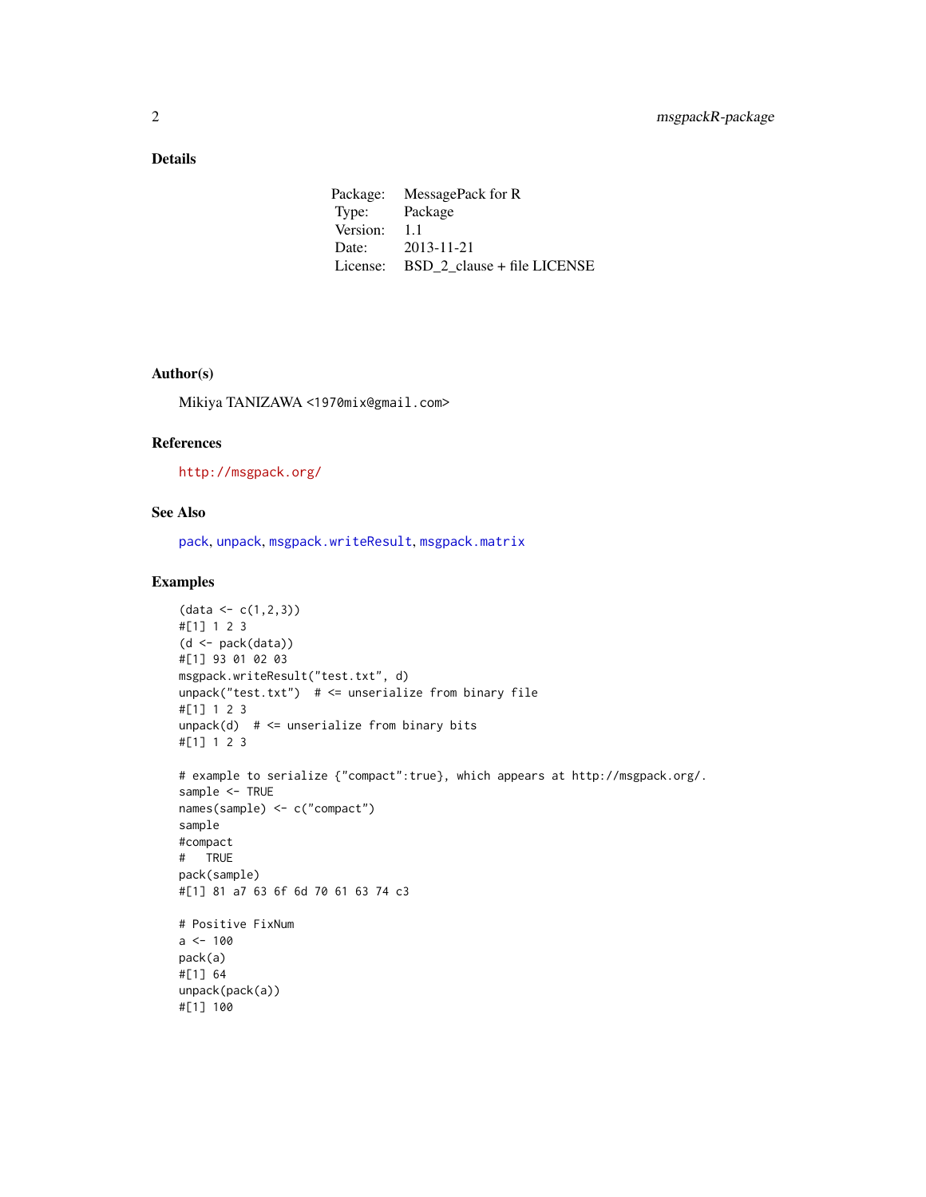## Details

| | |
|---|---|
| Package: | MessagePack for R |
| Type: | Package |
| Version: | 1.1 |
| Date: | 2013-11-21 |
| License: | BSD_2_clause + file LICENSE |

## Author(s)

Mikiya TANIZAWA <1970mix@gmail.com>

## References

http://msgpack.org/

## See Also

pack, unpack, msgpack.writeResult, msgpack.matrix

## Examples

```
(data <- c(1,2,3))
#[1] 1 2 3
(d <- pack(data))
#[1] 93 01 02 03
msgpack.writeResult("test.txt", d)
unpack("test.txt")  # <= unserialize from binary file
#[1] 1 2 3
unpack(d)  # <= unserialize from binary bits
#[1] 1 2 3

# example to serialize {"compact":true}, which appears at http://msgpack.org/.
sample <- TRUE
names(sample) <- c("compact")
sample
#compact
#   TRUE
pack(sample)
#[1] 81 a7 63 6f 6d 70 61 63 74 c3

# Positive FixNum
a <- 100
pack(a)
#[1] 64
unpack(pack(a))
#[1] 100
```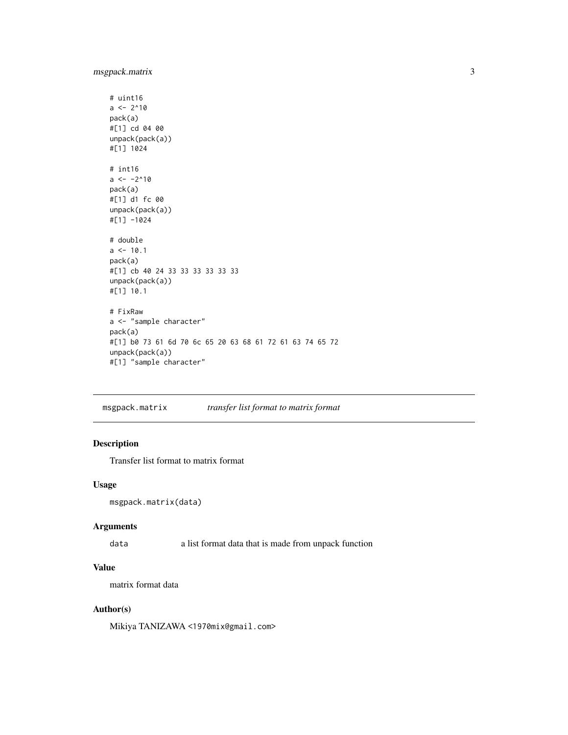```
# uint16
a <- 2^10
pack(a)
#[1] cd 04 00
unpack(pack(a))
#[1] 1024

# int16
a <- -2^10
pack(a)
#[1] d1 fc 00
unpack(pack(a))
#[1] -1024

# double
a <- 10.1
pack(a)
#[1] cb 40 24 33 33 33 33 33 33
unpack(pack(a))
#[1] 10.1

# FixRaw
a <- "sample character"
pack(a)
#[1] b0 73 61 6d 70 6c 65 20 63 68 61 72 61 63 74 65 72
unpack(pack(a))
#[1] "sample character"
```

---

## msgpack.matrix — *transfer list format to matrix format*

### Description

Transfer list format to matrix format

### Usage

```
msgpack.matrix(data)
```

### Arguments

| | |
|---|---|
| `data` | a list format data that is made from unpack function |

### Value

matrix format data

### Author(s)

Mikiya TANIZAWA <1970mix@gmail.com>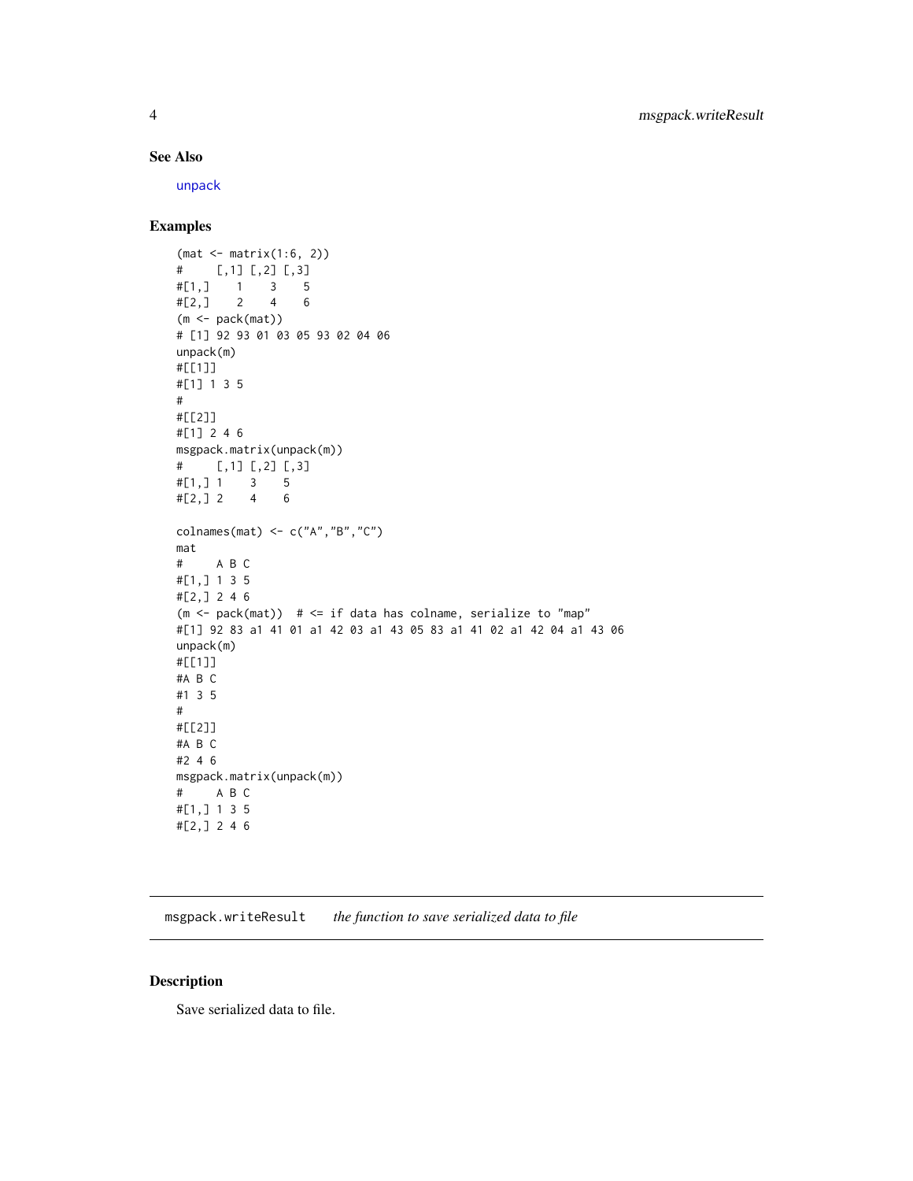### See Also

unpack

### Examples

```
(mat <- matrix(1:6, 2))
#     [,1] [,2] [,3]
#[1,]    1    3    5
#[2,]    2    4    6
(m <- pack(mat))
# [1] 92 93 01 03 05 93 02 04 06
unpack(m)
#[[1]]
#[1] 1 3 5
#
#[[2]]
#[1] 2 4 6
msgpack.matrix(unpack(m))
#     [,1] [,2] [,3]
#[1,] 1    3    5
#[2,] 2    4    6

colnames(mat) <- c("A","B","C")
mat
#     A B C
#[1,] 1 3 5
#[2,] 2 4 6
(m <- pack(mat))  # <= if data has colname, serialize to "map"
#[1] 92 83 a1 41 01 a1 42 03 a1 43 05 83 a1 41 02 a1 42 04 a1 43 06
unpack(m)
#[[1]]
#A B C
#1 3 5
#
#[[2]]
#A B C
#2 4 6
msgpack.matrix(unpack(m))
#     A B C
#[1,] 1 3 5
#[2,] 2 4 6
```

---

## msgpack.writeResult *the function to save serialized data to file*

### Description

Save serialized data to file.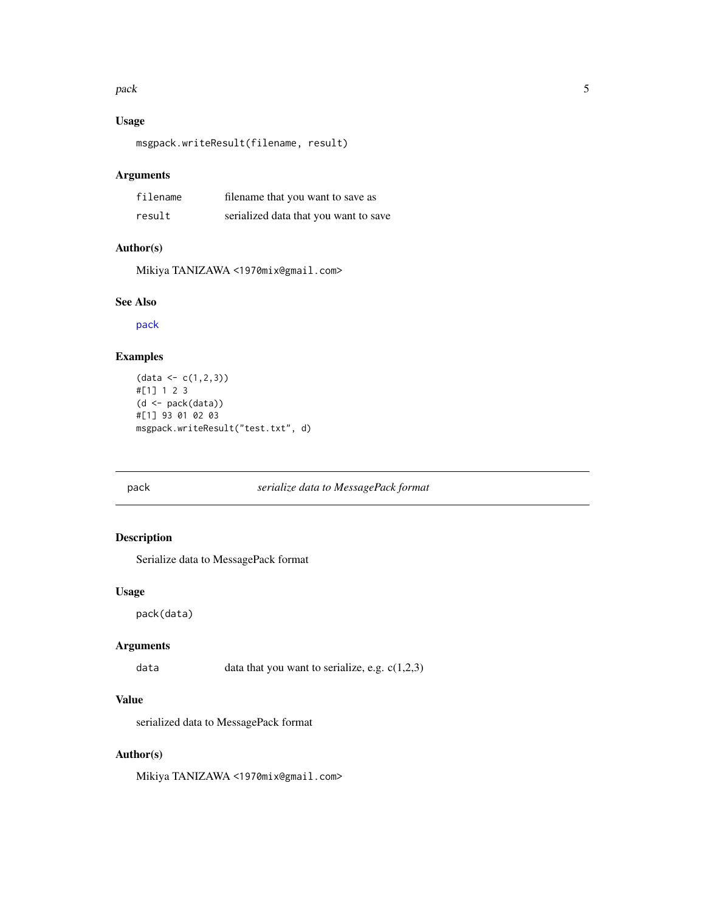### Usage

```
msgpack.writeResult(filename, result)
```

### Arguments

| | |
|---|---|
| `filename` | filename that you want to save as |
| `result` | serialized data that you want to save |

### Author(s)

Mikiya TANIZAWA <1970mix@gmail.com>

### See Also

pack

### Examples

```
(data <- c(1,2,3))
#[1] 1 2 3
(d <- pack(data))
#[1] 93 01 02 03
msgpack.writeResult("test.txt", d)
```

---

## pack — *serialize data to MessagePack format*

---

### Description

Serialize data to MessagePack format

### Usage

```
pack(data)
```

### Arguments

| | |
|---|---|
| `data` | data that you want to serialize, e.g. c(1,2,3) |

### Value

serialized data to MessagePack format

### Author(s)

Mikiya TANIZAWA <1970mix@gmail.com>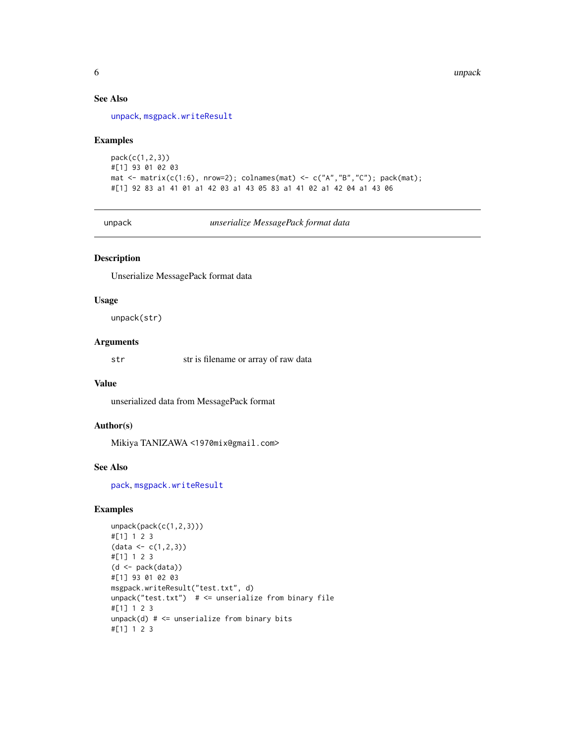### See Also

unpack, msgpack.writeResult

### Examples

```
pack(c(1,2,3))
#[1] 93 01 02 03
mat <- matrix(c(1:6), nrow=2); colnames(mat) <- c("A","B","C"); pack(mat);
#[1] 92 83 a1 41 01 a1 42 03 a1 43 05 83 a1 41 02 a1 42 04 a1 43 06
```

---

## unpack *unserialize MessagePack format data*

### Description

Unserialize MessagePack format data

### Usage

```
unpack(str)
```

### Arguments

| | |
|---|---|
| str | str is filename or array of raw data |

### Value

unserialized data from MessagePack format

### Author(s)

Mikiya TANIZAWA <1970mix@gmail.com>

### See Also

pack, msgpack.writeResult

### Examples

```
unpack(pack(c(1,2,3)))
#[1] 1 2 3
(data <- c(1,2,3))
#[1] 1 2 3
(d <- pack(data))
#[1] 93 01 02 03
msgpack.writeResult("test.txt", d)
unpack("test.txt")  # <= unserialize from binary file
#[1] 1 2 3
unpack(d) # <= unserialize from binary bits
#[1] 1 2 3
```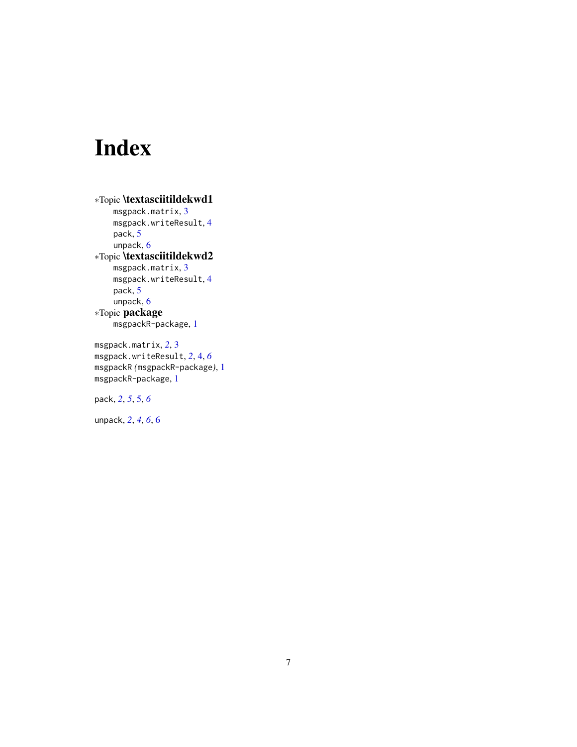# Index

*Topic **\textasciitildekwd1**
- msgpack.matrix, 3
- msgpack.writeResult, 4
- pack, 5
- unpack, 6

*Topic **\textasciitildekwd2**
- msgpack.matrix, 3
- msgpack.writeResult, 4
- pack, 5
- unpack, 6

*Topic **package**
- msgpackR-package, 1

msgpack.matrix, *2*, 3
msgpack.writeResult, *2*, 4, *6*
msgpackR *(*msgpackR-package*)*, 1
msgpackR-package, 1

pack, *2*, *5*, 5, *6*

unpack, *2*, *4*, *6*, 6